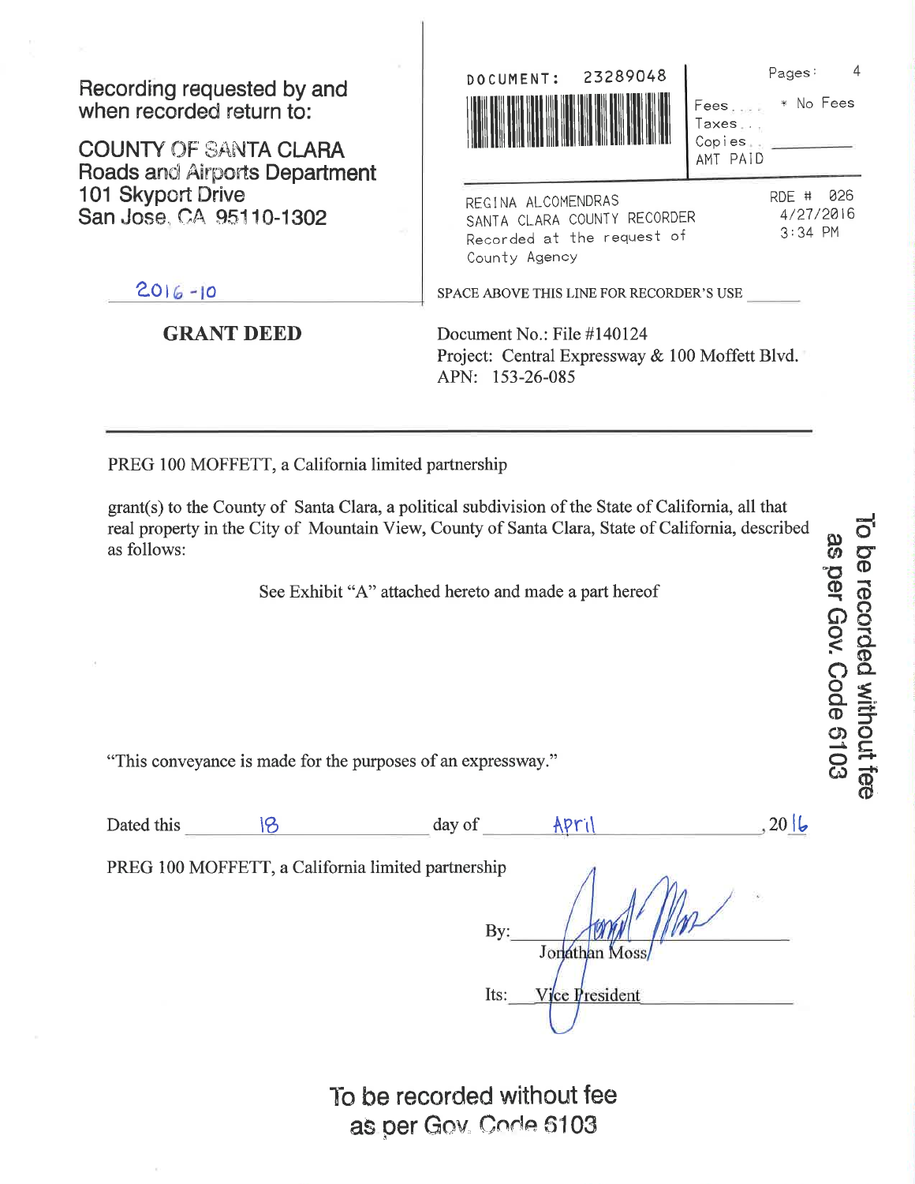Recording requested by and when recorded return to:

COUNTY OF SANTA CLARA
Roads and Airports Department
101 Skyport Drive
San Jose, CA 95110-1302

2016-10

DOCUMENT: 23289048

Pages: 4

Fees.... * No Fees
Taxes...
Copies..
AMT PAID

REGINA ALCOMENDRAS
SANTA CLARA COUNTY RECORDER
Recorded at the request of
County Agency

RDE # 026
4/27/2016
3:34 PM

SPACE ABOVE THIS LINE FOR RECORDER'S USE

## GRANT DEED

Document No.: File #140124
Project: Central Expressway & 100 Moffett Blvd.
APN: 153-26-085

---

PREG 100 MOFFETT, a California limited partnership

grant(s) to the County of Santa Clara, a political subdivision of the State of California, all that real property in the City of Mountain View, County of Santa Clara, State of California, described as follows:

See Exhibit "A" attached hereto and made a part hereof

"This conveyance is made for the purposes of an expressway."

Dated this 18 day of April, 2016

PREG 100 MOFFETT, a California limited partnership

By: Jonathan Moss

Its: Vice President

To be recorded without fee as per Gov. Code 6103

To be recorded without fee as per Gov. Code 6103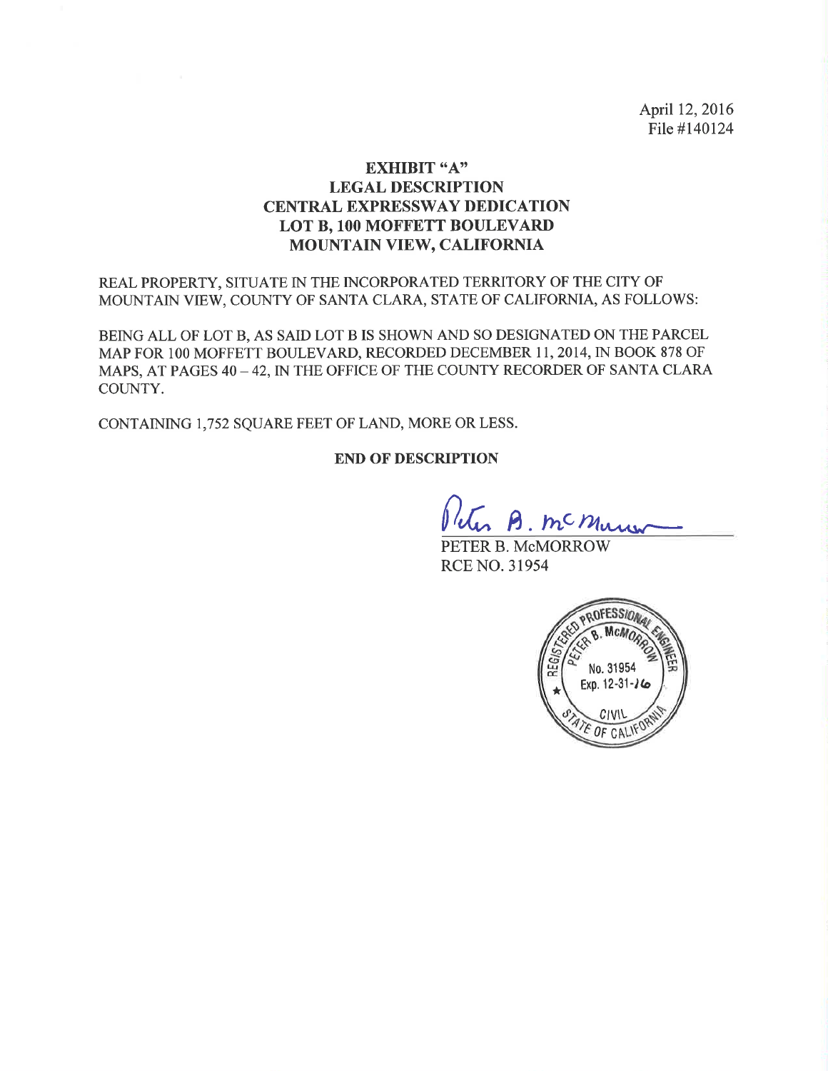April 12, 2016
File #140124

# EXHIBIT "A"
# LEGAL DESCRIPTION
# CENTRAL EXPRESSWAY DEDICATION
# LOT B, 100 MOFFETT BOULEVARD
# MOUNTAIN VIEW, CALIFORNIA

REAL PROPERTY, SITUATE IN THE INCORPORATED TERRITORY OF THE CITY OF MOUNTAIN VIEW, COUNTY OF SANTA CLARA, STATE OF CALIFORNIA, AS FOLLOWS:

BEING ALL OF LOT B, AS SAID LOT B IS SHOWN AND SO DESIGNATED ON THE PARCEL MAP FOR 100 MOFFETT BOULEVARD, RECORDED DECEMBER 11, 2014, IN BOOK 878 OF MAPS, AT PAGES 40 – 42, IN THE OFFICE OF THE COUNTY RECORDER OF SANTA CLARA COUNTY.

CONTAINING 1,752 SQUARE FEET OF LAND, MORE OR LESS.

**END OF DESCRIPTION**

Peter B. McMorrow

PETER B. McMORROW
RCE NO. 31954

REGISTERED PROFESSIONAL ENGINEER
PETER B. McMORROW
No. 31954
Exp. 12-31-16
CIVIL
STATE OF CALIFORNIA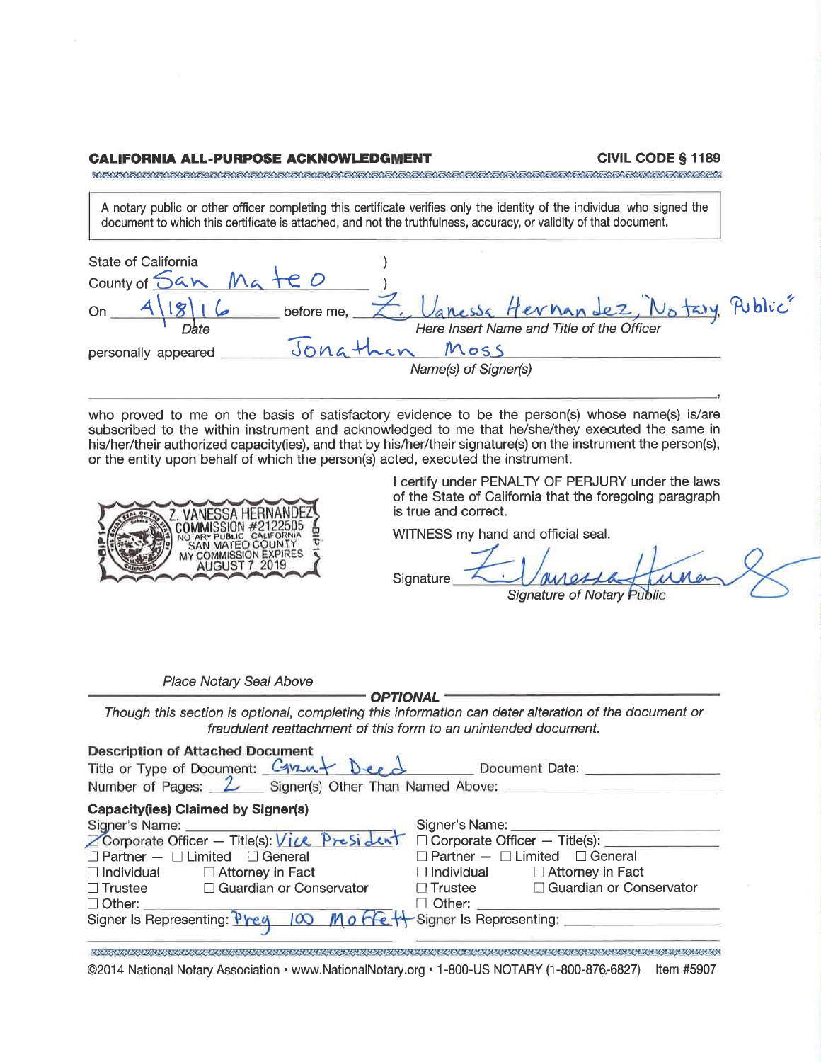**CALIFORNIA ALL-PURPOSE ACKNOWLEDGMENT** **CIVIL CODE § 1189**

A notary public or other officer completing this certificate verifies only the identity of the individual who signed the document to which this certificate is attached, and not the truthfulness, accuracy, or validity of that document.

State of California )
County of San Mateo )

On 4/18/16 before me, Z. Vanessa Hernandez, Notary Public
*Date* *Here Insert Name and Title of the Officer*

personally appeared Jonathan Moss
*Name(s) of Signer(s)*

who proved to me on the basis of satisfactory evidence to be the person(s) whose name(s) is/are subscribed to the within instrument and acknowledged to me that he/she/they executed the same in his/her/their authorized capacity(ies), and that by his/her/their signature(s) on the instrument the person(s), or the entity upon behalf of which the person(s) acted, executed the instrument.

Z. VANESSA HERNANDEZ
COMMISSION #2122505
NOTARY PUBLIC CALIFORNIA
SAN MATEO COUNTY
MY COMMISSION EXPIRES
AUGUST 7 2019

I certify under PENALTY OF PERJURY under the laws of the State of California that the foregoing paragraph is true and correct.

WITNESS my hand and official seal.

Signature Z. Vanessa Hernandez
*Signature of Notary Public*

*Place Notary Seal Above*

**OPTIONAL**

*Though this section is optional, completing this information can deter alteration of the document or fraudulent reattachment of this form to an unintended document.*

**Description of Attached Document**

Title or Type of Document: Grant Deed Document Date: ____________
Number of Pages: 2 Signer(s) Other Than Named Above: ____________

**Capacity(ies) Claimed by Signer(s)**

| | |
|---|---|
| Signer's Name: | Signer's Name: |
| ☑ Corporate Officer — Title(s): Vice President | ☐ Corporate Officer — Title(s): |
| ☐ Partner — ☐ Limited ☐ General | ☐ Partner — ☐ Limited ☐ General |
| ☐ Individual ☐ Attorney in Fact | ☐ Individual ☐ Attorney in Fact |
| ☐ Trustee ☐ Guardian or Conservator | ☐ Trustee ☐ Guardian or Conservator |
| ☐ Other: | ☐ Other: |
| Signer Is Representing: Preg 100 Moffett | Signer Is Representing: |

©2014 National Notary Association • www.NationalNotary.org • 1-800-US NOTARY (1-800-876-6827) Item #5907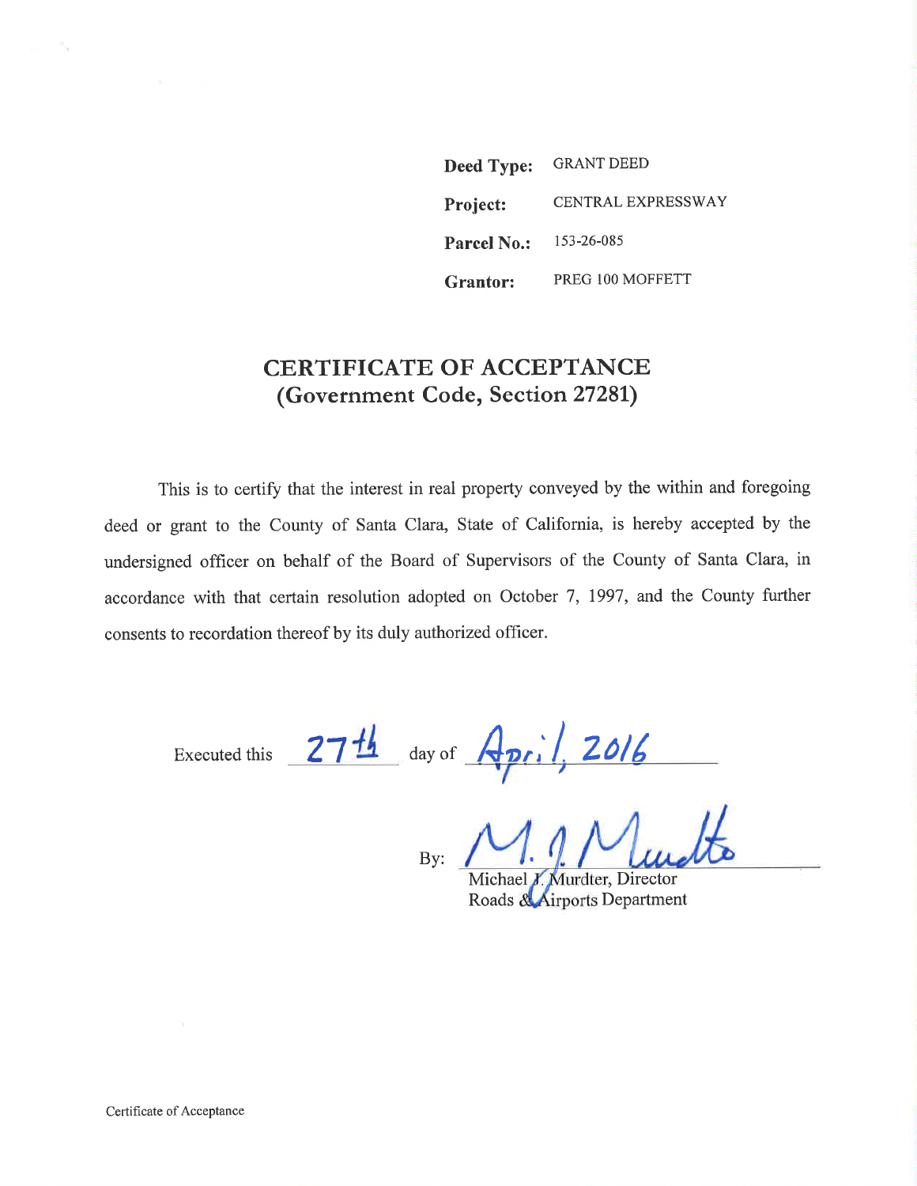| | |
|---|---|
| **Deed Type:** | GRANT DEED |
| **Project:** | CENTRAL EXPRESSWAY |
| **Parcel No.:** | 153-26-085 |
| **Grantor:** | PREG 100 MOFFETT |

## CERTIFICATE OF ACCEPTANCE
## (Government Code, Section 27281)

This is to certify that the interest in real property conveyed by the within and foregoing deed or grant to the County of Santa Clara, State of California, is hereby accepted by the undersigned officer on behalf of the Board of Supervisors of the County of Santa Clara, in accordance with that certain resolution adopted on October 7, 1997, and the County further consents to recordation thereof by its duly authorized officer.

Executed this 27th day of April, 2016

By: M. J. Murdter

Michael J. Murdter, Director
Roads & Airports Department

Certificate of Acceptance